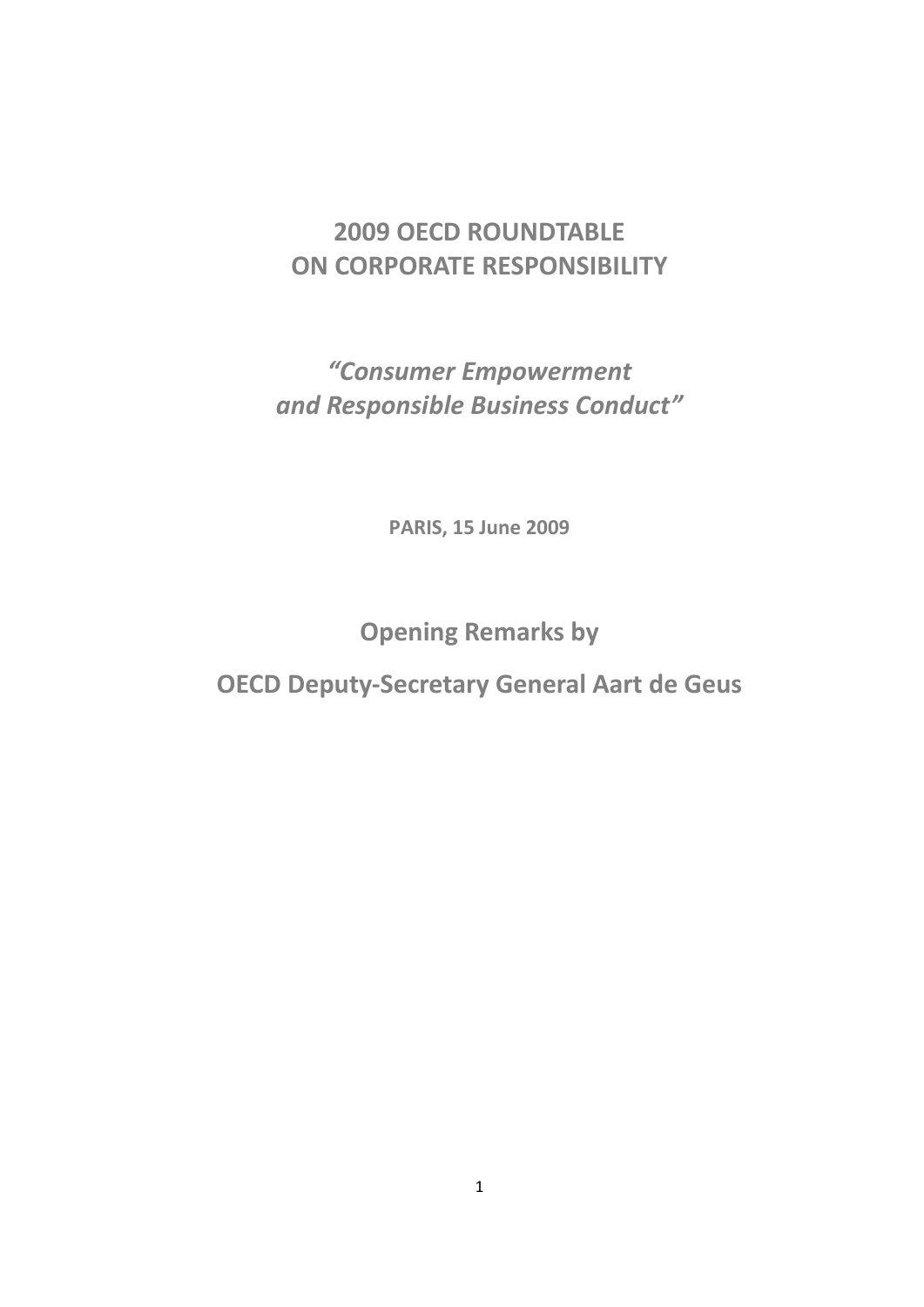# 2009 OECD ROUNDTABLE ON CORPORATE RESPONSIBILITY

## *"Consumer Empowerment and Responsible Business Conduct"*

**PARIS, 15 June 2009**

## Opening Remarks by

## OECD Deputy-Secretary General Aart de Geus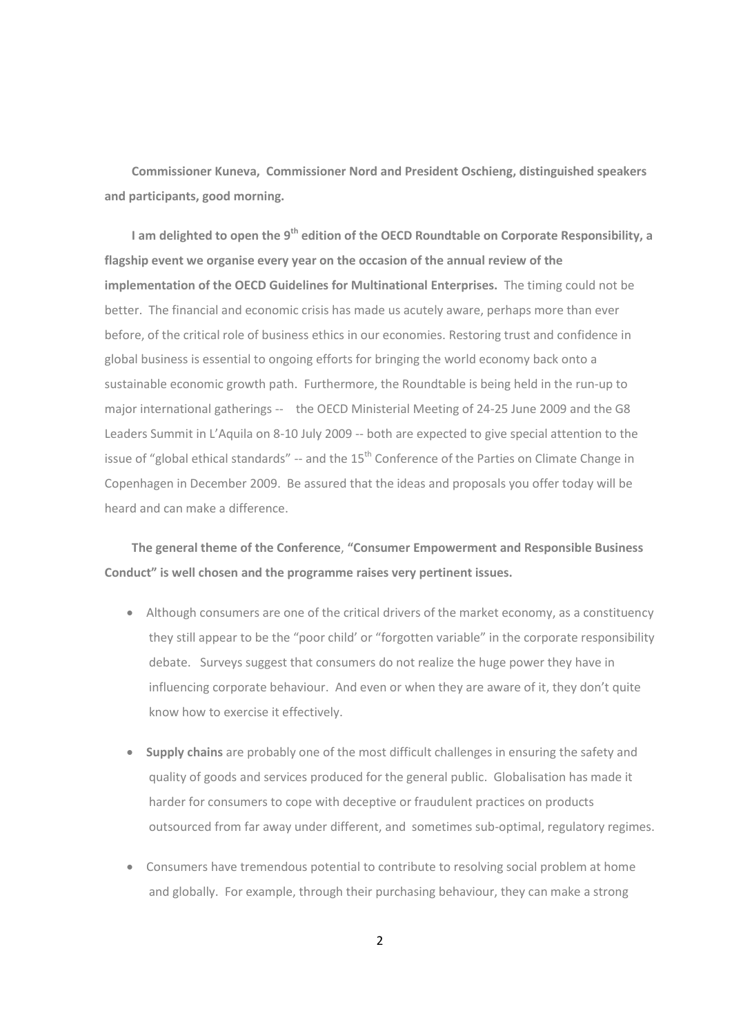**Commissioner Kuneva, Commissioner Nord and President Oschieng, distinguished speakers and participants, good morning.**

**I am delighted to open the 9th edition of the OECD Roundtable on Corporate Responsibility, a flagship event we organise every year on the occasion of the annual review of the implementation of the OECD Guidelines for Multinational Enterprises.** The timing could not be better. The financial and economic crisis has made us acutely aware, perhaps more than ever before, of the critical role of business ethics in our economies. Restoring trust and confidence in global business is essential to ongoing efforts for bringing the world economy back onto a sustainable economic growth path. Furthermore, the Roundtable is being held in the run-up to major international gatherings -- the OECD Ministerial Meeting of 24-25 June 2009 and the G8 Leaders Summit in L'Aquila on 8-10 July 2009 -- both are expected to give special attention to the issue of "global ethical standards" -- and the 15th Conference of the Parties on Climate Change in Copenhagen in December 2009. Be assured that the ideas and proposals you offer today will be heard and can make a difference.

**The general theme of the Conference**, **"Consumer Empowerment and Responsible Business Conduct" is well chosen and the programme raises very pertinent issues.**

- Although consumers are one of the critical drivers of the market economy, as a constituency they still appear to be the "poor child' or "forgotten variable" in the corporate responsibility debate. Surveys suggest that consumers do not realize the huge power they have in influencing corporate behaviour. And even or when they are aware of it, they don't quite know how to exercise it effectively.

- **Supply chains** are probably one of the most difficult challenges in ensuring the safety and quality of goods and services produced for the general public. Globalisation has made it harder for consumers to cope with deceptive or fraudulent practices on products outsourced from far away under different, and sometimes sub-optimal, regulatory regimes.

- Consumers have tremendous potential to contribute to resolving social problem at home and globally. For example, through their purchasing behaviour, they can make a strong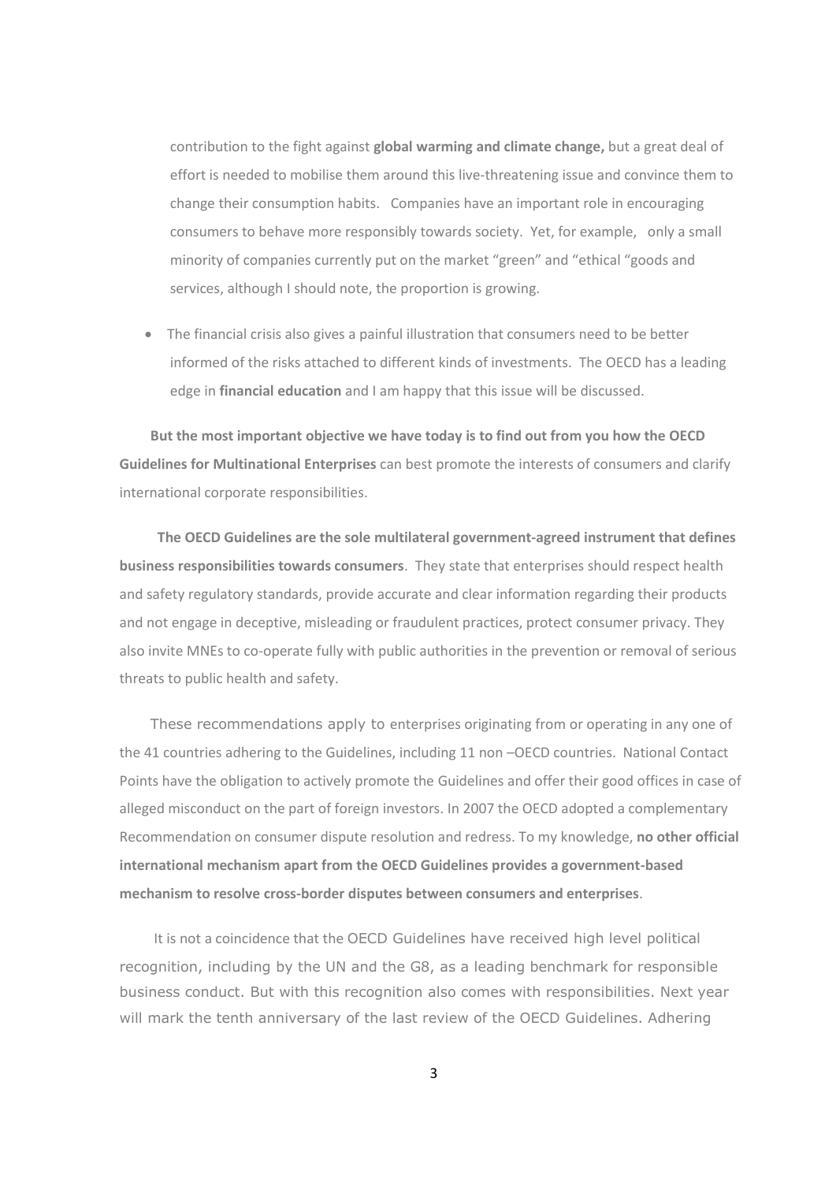contribution to the fight against **global warming and climate change,** but a great deal of effort is needed to mobilise them around this live-threatening issue and convince them to change their consumption habits. Companies have an important role in encouraging consumers to behave more responsibly towards society. Yet, for example, only a small minority of companies currently put on the market "green" and "ethical "goods and services, although I should note, the proportion is growing.

- The financial crisis also gives a painful illustration that consumers need to be better informed of the risks attached to different kinds of investments. The OECD has a leading edge in **financial education** and I am happy that this issue will be discussed.

**But the most important objective we have today is to find out from you how the OECD Guidelines for Multinational Enterprises** can best promote the interests of consumers and clarify international corporate responsibilities.

**The OECD Guidelines are the sole multilateral government-agreed instrument that defines business responsibilities towards consumers**. They state that enterprises should respect health and safety regulatory standards, provide accurate and clear information regarding their products and not engage in deceptive, misleading or fraudulent practices, protect consumer privacy. They also invite MNEs to co-operate fully with public authorities in the prevention or removal of serious threats to public health and safety.

These recommendations apply to enterprises originating from or operating in any one of the 41 countries adhering to the Guidelines, including 11 non –OECD countries. National Contact Points have the obligation to actively promote the Guidelines and offer their good offices in case of alleged misconduct on the part of foreign investors. In 2007 the OECD adopted a complementary Recommendation on consumer dispute resolution and redress. To my knowledge, **no other official international mechanism apart from the OECD Guidelines provides a government-based mechanism to resolve cross-border disputes between consumers and enterprises**.

It is not a coincidence that the OECD Guidelines have received high level political recognition, including by the UN and the G8, as a leading benchmark for responsible business conduct. But with this recognition also comes with responsibilities. Next year will mark the tenth anniversary of the last review of the OECD Guidelines. Adhering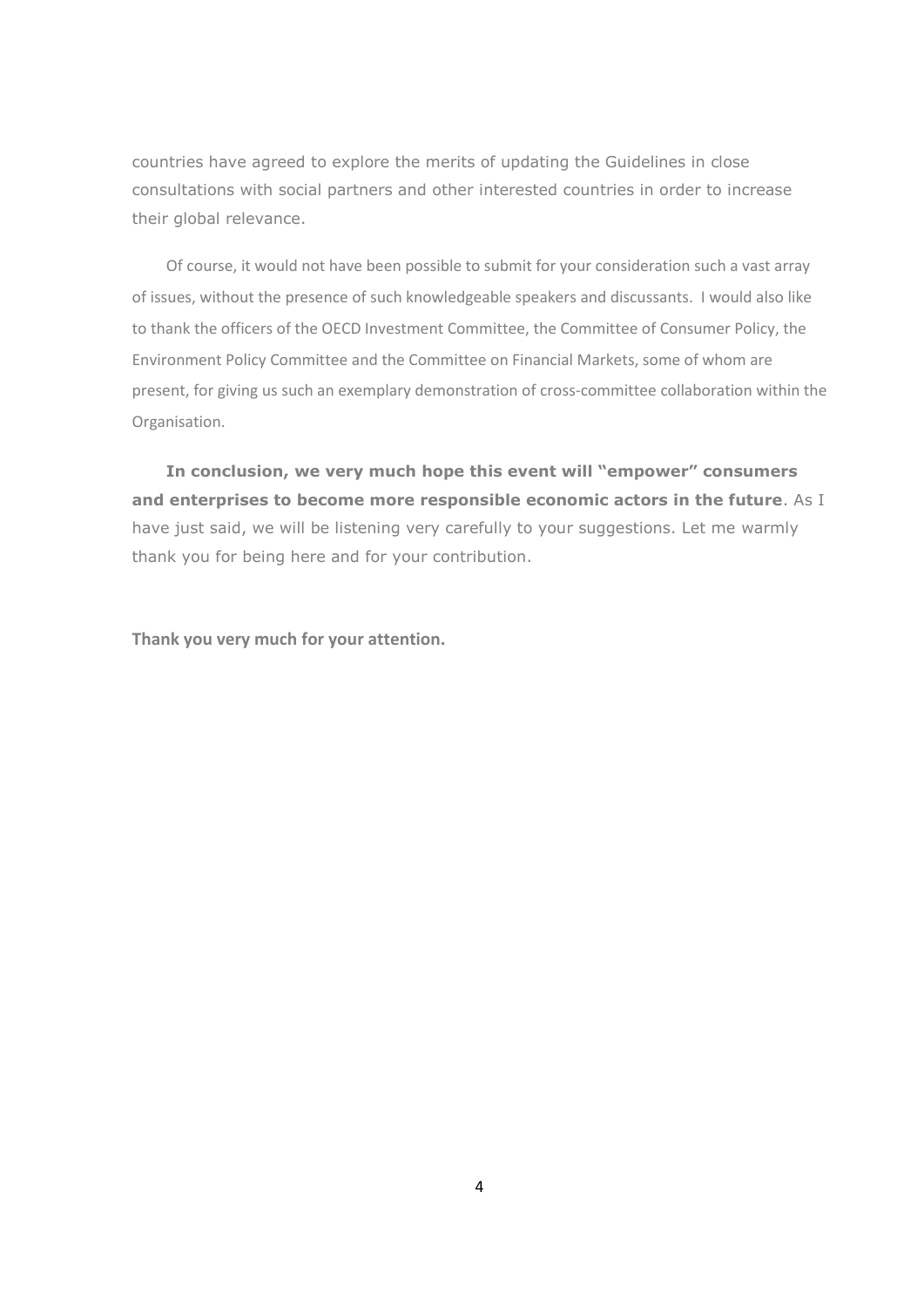countries have agreed to explore the merits of updating the Guidelines in close consultations with social partners and other interested countries in order to increase their global relevance.

Of course, it would not have been possible to submit for your consideration such a vast array of issues, without the presence of such knowledgeable speakers and discussants. I would also like to thank the officers of the OECD Investment Committee, the Committee of Consumer Policy, the Environment Policy Committee and the Committee on Financial Markets, some of whom are present, for giving us such an exemplary demonstration of cross-committee collaboration within the Organisation.

**In conclusion, we very much hope this event will "empower" consumers and enterprises to become more responsible economic actors in the future**. As I have just said, we will be listening very carefully to your suggestions. Let me warmly thank you for being here and for your contribution.

**Thank you very much for your attention.**